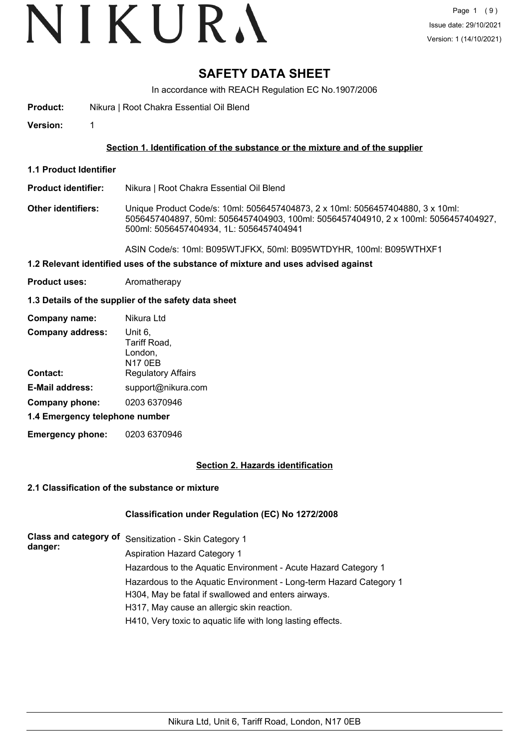# SAFETY DATA SHEET

In accordance with REACH Regulation EC No.1907/2006

**Product:** Nikura | Root Chakra Essential Oil Blend

**Version:** 1

## Section 1. Identification of the substance or the mixture and of the supplier

### 1.1 Product Identifier

**Product identifier:** Nikura | Root Chakra Essential Oil Blend

**Other identifiers:** Unique Product Code/s: 10ml: 5056457404873, 2 x 10ml: 5056457404880, 3 x 10ml: 5056457404897, 50ml: 5056457404903, 100ml: 5056457404910, 2 x 100ml: 5056457404927, 500ml: 5056457404934, 1L: 5056457404941

ASIN Code/s: 10ml: B095WTJFKX, 50ml: B095WTDYHR, 100ml: B095WTHXF1

### 1.2 Relevant identified uses of the substance of mixture and uses advised against

**Product uses:** Aromatherapy

### 1.3 Details of the supplier of the safety data sheet

**Company name:** Nikura Ltd

**Company address:** Unit 6, Tariff Road, London, N17 0EB

**Contact:** Regulatory Affairs

**E-Mail address:** support@nikura.com

**Company phone:** 0203 6370946

### 1.4 Emergency telephone number

**Emergency phone:** 0203 6370946

## Section 2. Hazards identification

### 2.1 Classification of the substance or mixture

**Classification under Regulation (EC) No 1272/2008**

**Class and category of danger:**

Sensitization - Skin Category 1

Aspiration Hazard Category 1

Hazardous to the Aquatic Environment - Acute Hazard Category 1

Hazardous to the Aquatic Environment - Long-term Hazard Category 1

H304, May be fatal if swallowed and enters airways.

H317, May cause an allergic skin reaction.

H410, Very toxic to aquatic life with long lasting effects.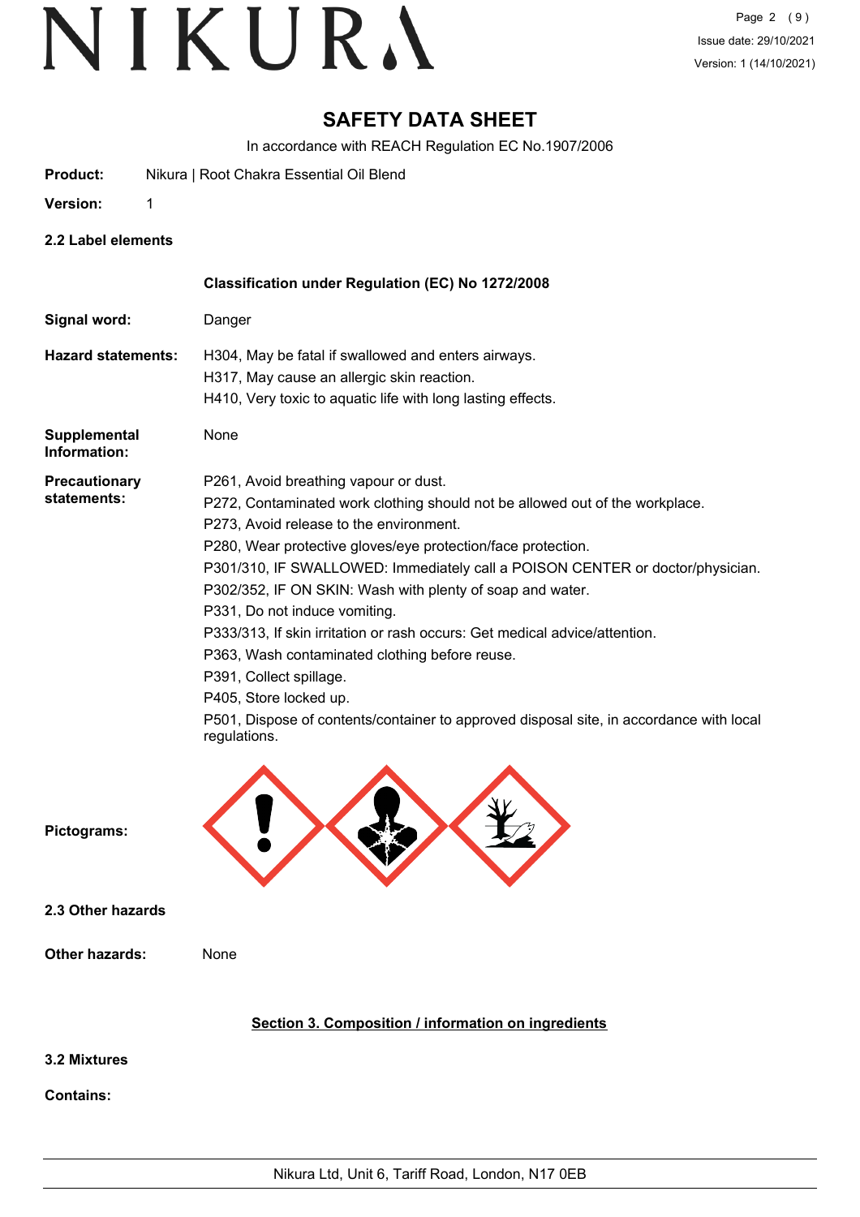# SAFETY DATA SHEET

In accordance with REACH Regulation EC No.1907/2006

**Product:** Nikura | Root Chakra Essential Oil Blend

**Version:** 1

### 2.2 Label elements

**Classification under Regulation (EC) No 1272/2008**

**Signal word:** Danger

**Hazard statements:**
H304, May be fatal if swallowed and enters airways.
H317, May cause an allergic skin reaction.
H410, Very toxic to aquatic life with long lasting effects.

**Supplemental Information:** None

**Precautionary statements:**
P261, Avoid breathing vapour or dust.
P272, Contaminated work clothing should not be allowed out of the workplace.
P273, Avoid release to the environment.
P280, Wear protective gloves/eye protection/face protection.
P301/310, IF SWALLOWED: Immediately call a POISON CENTER or doctor/physician.
P302/352, IF ON SKIN: Wash with plenty of soap and water.
P331, Do not induce vomiting.
P333/313, If skin irritation or rash occurs: Get medical advice/attention.
P363, Wash contaminated clothing before reuse.
P391, Collect spillage.
P405, Store locked up.
P501, Dispose of contents/container to approved disposal site, in accordance with local regulations.

**Pictograms:**

### 2.3 Other hazards

**Other hazards:** None

## Section 3. Composition / information on ingredients

### 3.2 Mixtures

**Contains:**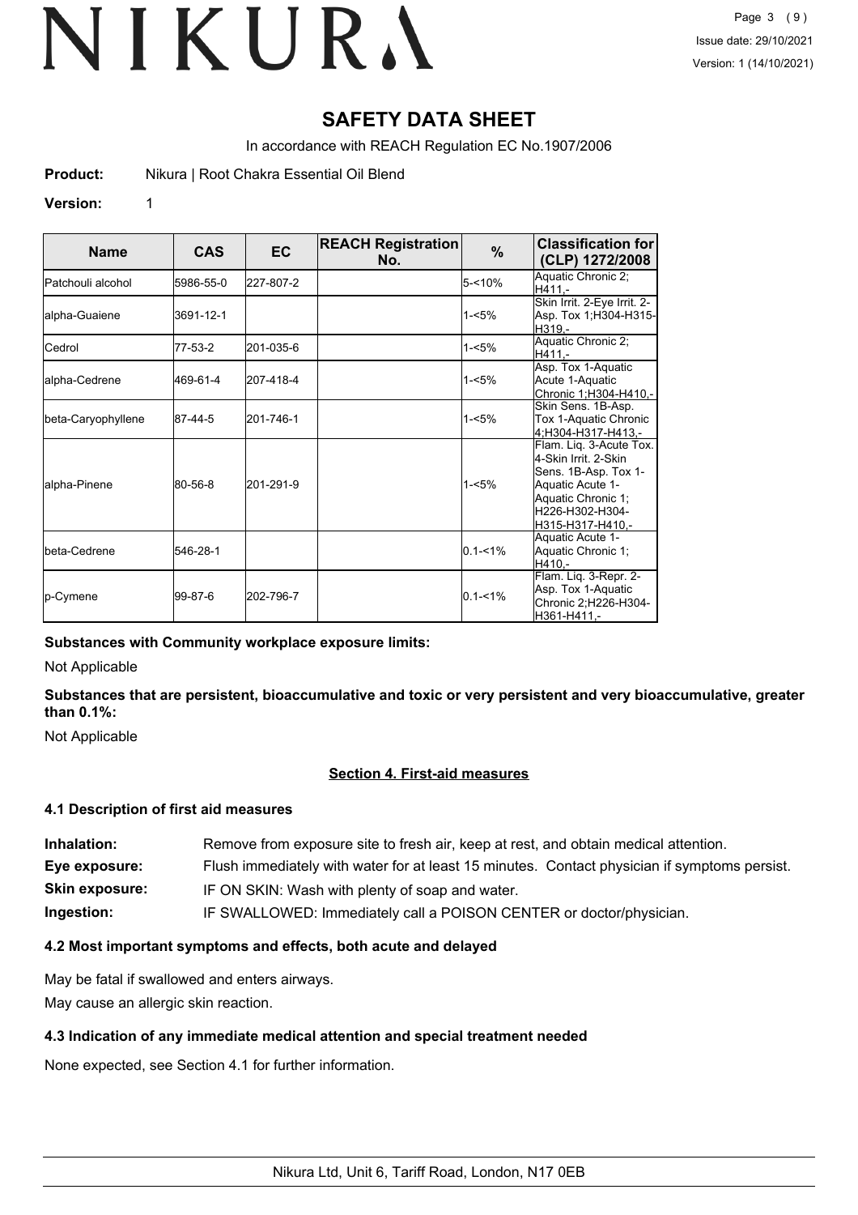# SAFETY DATA SHEET

In accordance with REACH Regulation EC No.1907/2006

**Product:** Nikura | Root Chakra Essential Oil Blend

**Version:** 1

| Name | CAS | EC | REACH Registration No. | % | Classification for (CLP) 1272/2008 |
|---|---|---|---|---|---|
| Patchouli alcohol | 5986-55-0 | 227-807-2 | | 5-<10% | Aquatic Chronic 2;H411,- |
| alpha-Guaiene | 3691-12-1 | | | 1-<5% | Skin Irrit. 2-Eye Irrit. 2-Asp. Tox 1;H304-H315-H319,- |
| Cedrol | 77-53-2 | 201-035-6 | | 1-<5% | Aquatic Chronic 2;H411,- |
| alpha-Cedrene | 469-61-4 | 207-418-4 | | 1-<5% | Asp. Tox 1-Aquatic Acute 1-Aquatic Chronic 1;H304-H410,- |
| beta-Caryophyllene | 87-44-5 | 201-746-1 | | 1-<5% | Skin Sens. 1B-Asp. Tox 1-Aquatic Chronic 4;H304-H317-H413,- |
| alpha-Pinene | 80-56-8 | 201-291-9 | | 1-<5% | Flam. Liq. 3-Acute Tox. 4-Skin Irrit. 2-Skin Sens. 1B-Asp. Tox 1-Aquatic Acute 1-Aquatic Chronic 1;H226-H302-H304-H315-H317-H410,- |
| beta-Cedrene | 546-28-1 | | | 0.1-<1% | Aquatic Acute 1-Aquatic Chronic 1;H410,- |
| p-Cymene | 99-87-6 | 202-796-7 | | 0.1-<1% | Flam. Liq. 3-Repr. 2-Asp. Tox 1-Aquatic Chronic 2;H226-H304-H361-H411,- |

**Substances with Community workplace exposure limits:**

Not Applicable

**Substances that are persistent, bioaccumulative and toxic or very persistent and very bioaccumulative, greater than 0.1%:**

Not Applicable

## Section 4. First-aid measures

### 4.1 Description of first aid measures

**Inhalation:** Remove from exposure site to fresh air, keep at rest, and obtain medical attention.

**Eye exposure:** Flush immediately with water for at least 15 minutes. Contact physician if symptoms persist.

**Skin exposure:** IF ON SKIN: Wash with plenty of soap and water.

**Ingestion:** IF SWALLOWED: Immediately call a POISON CENTER or doctor/physician.

### 4.2 Most important symptoms and effects, both acute and delayed

May be fatal if swallowed and enters airways.

May cause an allergic skin reaction.

### 4.3 Indication of any immediate medical attention and special treatment needed

None expected, see Section 4.1 for further information.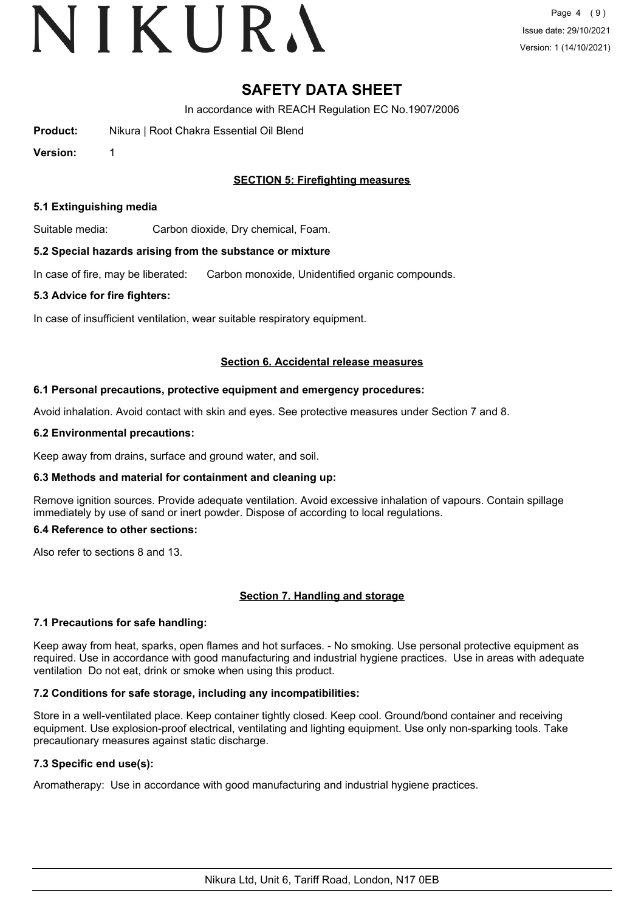# SAFETY DATA SHEET

In accordance with REACH Regulation EC No.1907/2006

**Product:** Nikura | Root Chakra Essential Oil Blend

**Version:** 1

## SECTION 5: Firefighting measures

### 5.1 Extinguishing media

Suitable media: Carbon dioxide, Dry chemical, Foam.

### 5.2 Special hazards arising from the substance or mixture

In case of fire, may be liberated: Carbon monoxide, Unidentified organic compounds.

### 5.3 Advice for fire fighters:

In case of insufficient ventilation, wear suitable respiratory equipment.

## Section 6. Accidental release measures

### 6.1 Personal precautions, protective equipment and emergency procedures:

Avoid inhalation. Avoid contact with skin and eyes. See protective measures under Section 7 and 8.

### 6.2 Environmental precautions:

Keep away from drains, surface and ground water, and soil.

### 6.3 Methods and material for containment and cleaning up:

Remove ignition sources. Provide adequate ventilation. Avoid excessive inhalation of vapours. Contain spillage immediately by use of sand or inert powder. Dispose of according to local regulations.

### 6.4 Reference to other sections:

Also refer to sections 8 and 13.

## Section 7. Handling and storage

### 7.1 Precautions for safe handling:

Keep away from heat, sparks, open flames and hot surfaces. - No smoking. Use personal protective equipment as required. Use in accordance with good manufacturing and industrial hygiene practices. Use in areas with adequate ventilation Do not eat, drink or smoke when using this product.

### 7.2 Conditions for safe storage, including any incompatibilities:

Store in a well-ventilated place. Keep container tightly closed. Keep cool. Ground/bond container and receiving equipment. Use explosion-proof electrical, ventilating and lighting equipment. Use only non-sparking tools. Take precautionary measures against static discharge.

### 7.3 Specific end use(s):

Aromatherapy: Use in accordance with good manufacturing and industrial hygiene practices.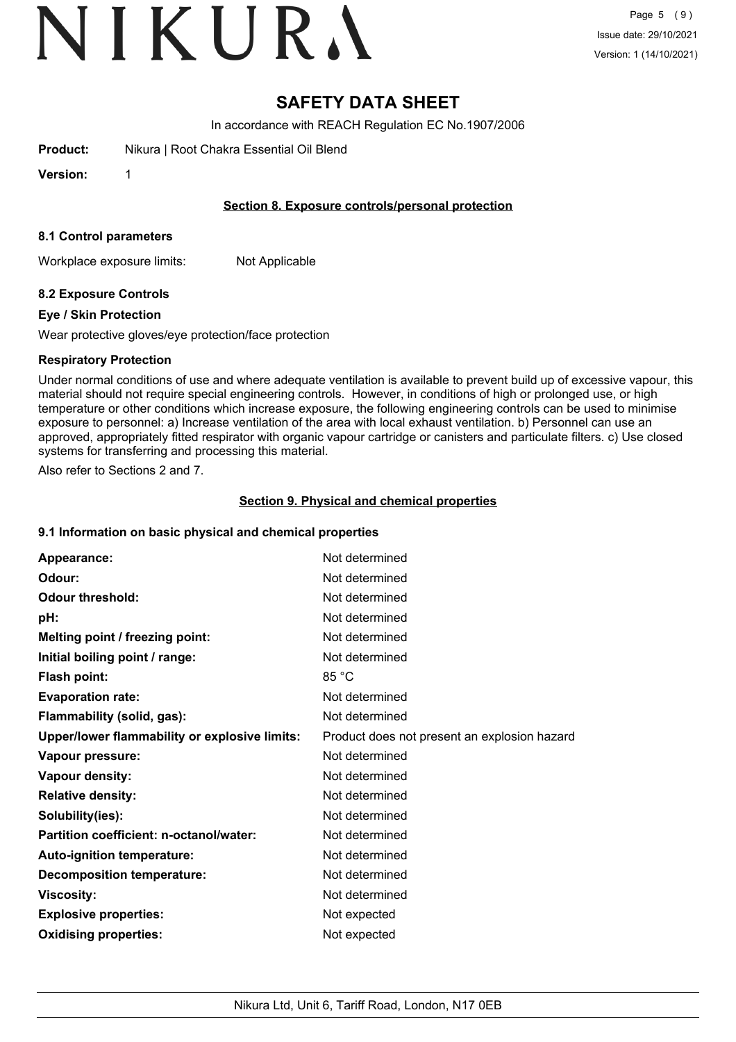# SAFETY DATA SHEET

In accordance with REACH Regulation EC No.1907/2006

**Product:** Nikura | Root Chakra Essential Oil Blend

**Version:** 1

## Section 8. Exposure controls/personal protection

### 8.1 Control parameters

Workplace exposure limits: Not Applicable

### 8.2 Exposure Controls

#### Eye / Skin Protection

Wear protective gloves/eye protection/face protection

#### Respiratory Protection

Under normal conditions of use and where adequate ventilation is available to prevent build up of excessive vapour, this material should not require special engineering controls. However, in conditions of high or prolonged use, or high temperature or other conditions which increase exposure, the following engineering controls can be used to minimise exposure to personnel: a) Increase ventilation of the area with local exhaust ventilation. b) Personnel can use an approved, appropriately fitted respirator with organic vapour cartridge or canisters and particulate filters. c) Use closed systems for transferring and processing this material.

Also refer to Sections 2 and 7.

## Section 9. Physical and chemical properties

### 9.1 Information on basic physical and chemical properties

| | |
|---|---|
| **Appearance:** | Not determined |
| **Odour:** | Not determined |
| **Odour threshold:** | Not determined |
| **pH:** | Not determined |
| **Melting point / freezing point:** | Not determined |
| **Initial boiling point / range:** | Not determined |
| **Flash point:** | 85 °C |
| **Evaporation rate:** | Not determined |
| **Flammability (solid, gas):** | Not determined |
| **Upper/lower flammability or explosive limits:** | Product does not present an explosion hazard |
| **Vapour pressure:** | Not determined |
| **Vapour density:** | Not determined |
| **Relative density:** | Not determined |
| **Solubility(ies):** | Not determined |
| **Partition coefficient: n-octanol/water:** | Not determined |
| **Auto-ignition temperature:** | Not determined |
| **Decomposition temperature:** | Not determined |
| **Viscosity:** | Not determined |
| **Explosive properties:** | Not expected |
| **Oxidising properties:** | Not expected |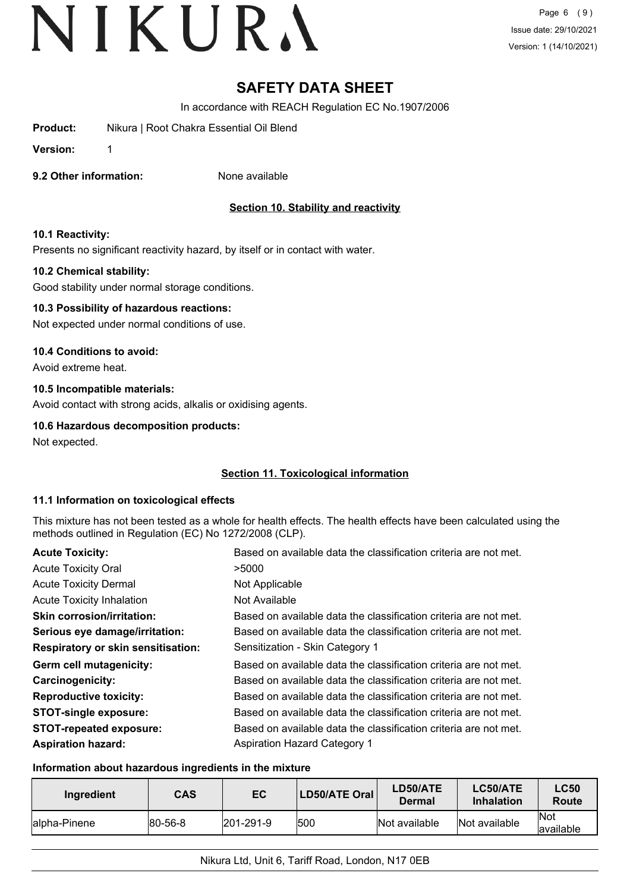# SAFETY DATA SHEET

In accordance with REACH Regulation EC No.1907/2006

**Product:** Nikura | Root Chakra Essential Oil Blend

**Version:** 1

**9.2 Other information:** None available

## Section 10. Stability and reactivity

**10.1 Reactivity:**

Presents no significant reactivity hazard, by itself or in contact with water.

**10.2 Chemical stability:**

Good stability under normal storage conditions.

**10.3 Possibility of hazardous reactions:**

Not expected under normal conditions of use.

**10.4 Conditions to avoid:**

Avoid extreme heat.

**10.5 Incompatible materials:**

Avoid contact with strong acids, alkalis or oxidising agents.

**10.6 Hazardous decomposition products:**

Not expected.

## Section 11. Toxicological information

**11.1 Information on toxicological effects**

This mixture has not been tested as a whole for health effects. The health effects have been calculated using the methods outlined in Regulation (EC) No 1272/2008 (CLP).

| | |
|---|---|
| **Acute Toxicity:** | Based on available data the classification criteria are not met. |
| Acute Toxicity Oral | >5000 |
| Acute Toxicity Dermal | Not Applicable |
| Acute Toxicity Inhalation | Not Available |
| **Skin corrosion/irritation:** | Based on available data the classification criteria are not met. |
| **Serious eye damage/irritation:** | Based on available data the classification criteria are not met. |
| **Respiratory or skin sensitisation:** | Sensitization - Skin Category 1 |
| **Germ cell mutagenicity:** | Based on available data the classification criteria are not met. |
| **Carcinogenicity:** | Based on available data the classification criteria are not met. |
| **Reproductive toxicity:** | Based on available data the classification criteria are not met. |
| **STOT-single exposure:** | Based on available data the classification criteria are not met. |
| **STOT-repeated exposure:** | Based on available data the classification criteria are not met. |
| **Aspiration hazard:** | Aspiration Hazard Category 1 |

**Information about hazardous ingredients in the mixture**

| Ingredient | CAS | EC | LD50/ATE Oral | LD50/ATE Dermal | LC50/ATE Inhalation | LC50 Route |
|---|---|---|---|---|---|---|
| alpha-Pinene | 80-56-8 | 201-291-9 | 500 | Not available | Not available | Not available |

Nikura Ltd, Unit 6, Tariff Road, London, N17 0EB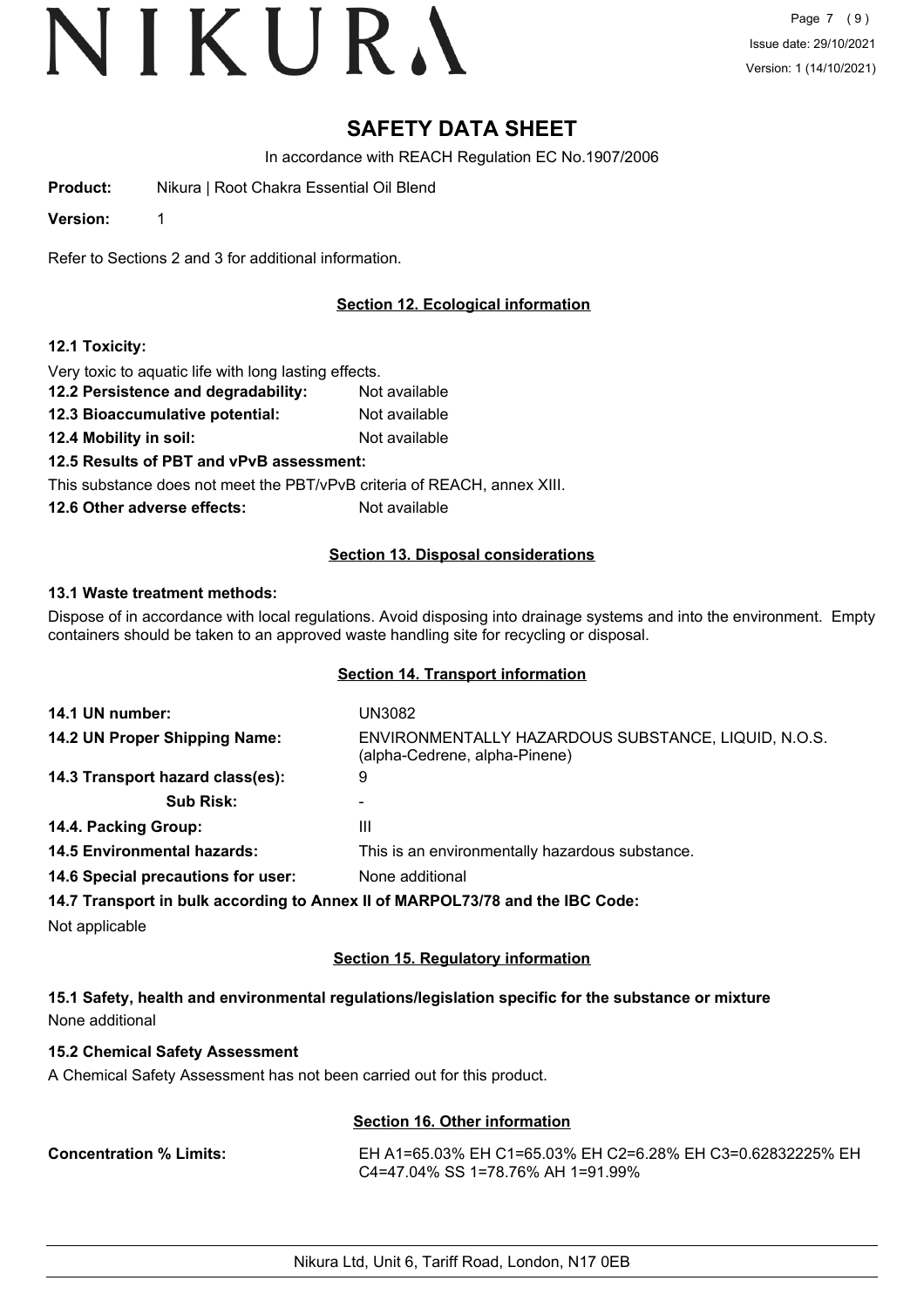# SAFETY DATA SHEET

In accordance with REACH Regulation EC No.1907/2006

**Product:** Nikura | Root Chakra Essential Oil Blend

**Version:** 1

Refer to Sections 2 and 3 for additional information.

## Section 12. Ecological information

**12.1 Toxicity:**

Very toxic to aquatic life with long lasting effects.

**12.2 Persistence and degradability:** Not available

**12.3 Bioaccumulative potential:** Not available

**12.4 Mobility in soil:** Not available

**12.5 Results of PBT and vPvB assessment:**

This substance does not meet the PBT/vPvB criteria of REACH, annex XIII.

**12.6 Other adverse effects:** Not available

## Section 13. Disposal considerations

**13.1 Waste treatment methods:**

Dispose of in accordance with local regulations. Avoid disposing into drainage systems and into the environment. Empty containers should be taken to an approved waste handling site for recycling or disposal.

## Section 14. Transport information

**14.1 UN number:** UN3082

**14.2 UN Proper Shipping Name:** ENVIRONMENTALLY HAZARDOUS SUBSTANCE, LIQUID, N.O.S. (alpha-Cedrene, alpha-Pinene)

**14.3 Transport hazard class(es):** 9

**Sub Risk:** -

**14.4. Packing Group:** III

**14.5 Environmental hazards:** This is an environmentally hazardous substance.

**14.6 Special precautions for user:** None additional

**14.7 Transport in bulk according to Annex II of MARPOL73/78 and the IBC Code:**

Not applicable

## Section 15. Regulatory information

**15.1 Safety, health and environmental regulations/legislation specific for the substance or mixture**

None additional

**15.2 Chemical Safety Assessment**

A Chemical Safety Assessment has not been carried out for this product.

## Section 16. Other information

**Concentration % Limits:** EH A1=65.03% EH C1=65.03% EH C2=6.28% EH C3=0.62832225% EH C4=47.04% SS 1=78.76% AH 1=91.99%

Nikura Ltd, Unit 6, Tariff Road, London, N17 0EB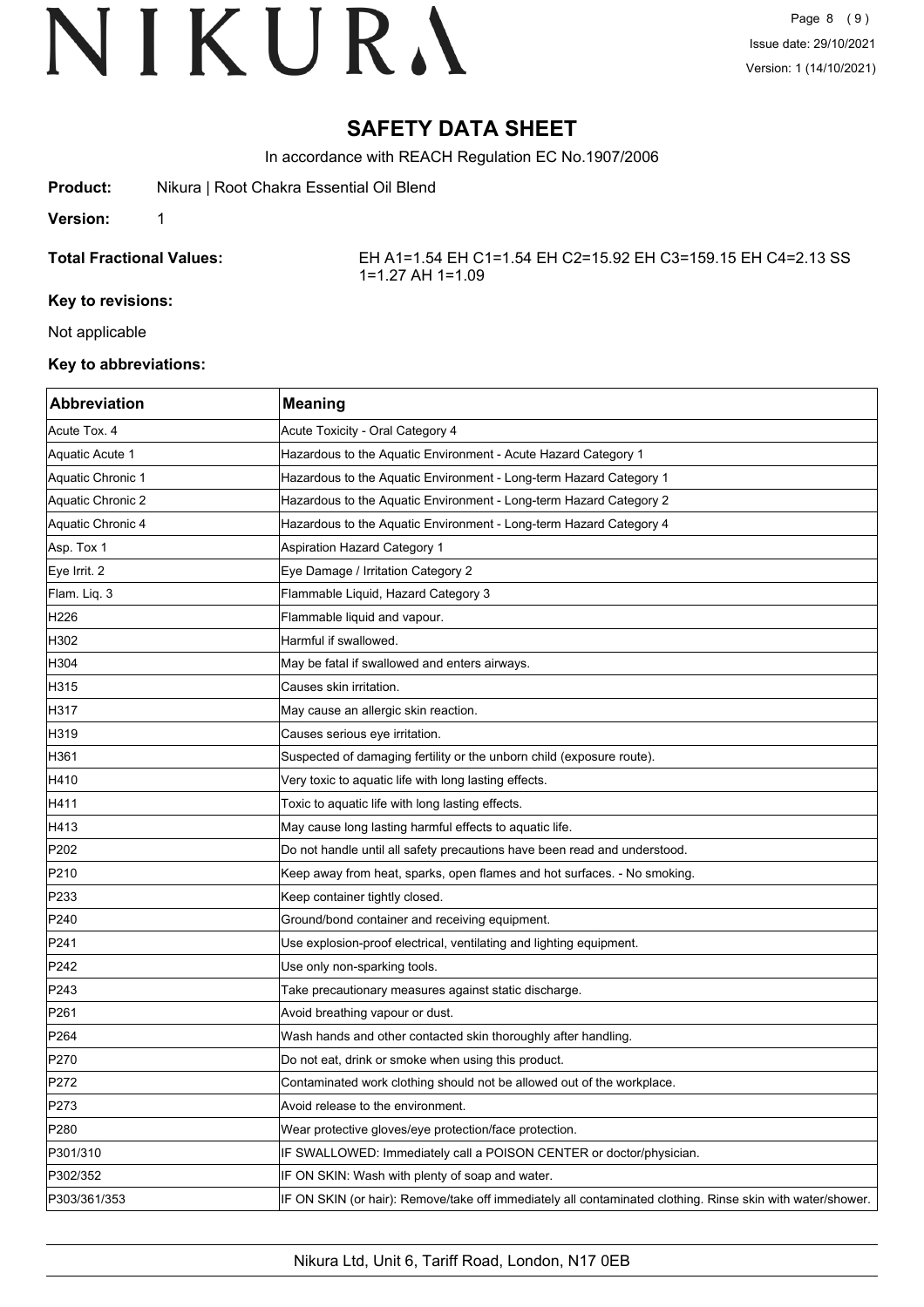# SAFETY DATA SHEET

In accordance with REACH Regulation EC No.1907/2006

**Product:** Nikura | Root Chakra Essential Oil Blend

**Version:** 1

**Total Fractional Values:** EH A1=1.54 EH C1=1.54 EH C2=15.92 EH C3=159.15 EH C4=2.13 SS 1=1.27 AH 1=1.09

**Key to revisions:**

Not applicable

**Key to abbreviations:**

| Abbreviation | Meaning |
|---|---|
| Acute Tox. 4 | Acute Toxicity - Oral Category 4 |
| Aquatic Acute 1 | Hazardous to the Aquatic Environment - Acute Hazard Category 1 |
| Aquatic Chronic 1 | Hazardous to the Aquatic Environment - Long-term Hazard Category 1 |
| Aquatic Chronic 2 | Hazardous to the Aquatic Environment - Long-term Hazard Category 2 |
| Aquatic Chronic 4 | Hazardous to the Aquatic Environment - Long-term Hazard Category 4 |
| Asp. Tox 1 | Aspiration Hazard Category 1 |
| Eye Irrit. 2 | Eye Damage / Irritation Category 2 |
| Flam. Liq. 3 | Flammable Liquid, Hazard Category 3 |
| H226 | Flammable liquid and vapour. |
| H302 | Harmful if swallowed. |
| H304 | May be fatal if swallowed and enters airways. |
| H315 | Causes skin irritation. |
| H317 | May cause an allergic skin reaction. |
| H319 | Causes serious eye irritation. |
| H361 | Suspected of damaging fertility or the unborn child (exposure route). |
| H410 | Very toxic to aquatic life with long lasting effects. |
| H411 | Toxic to aquatic life with long lasting effects. |
| H413 | May cause long lasting harmful effects to aquatic life. |
| P202 | Do not handle until all safety precautions have been read and understood. |
| P210 | Keep away from heat, sparks, open flames and hot surfaces. - No smoking. |
| P233 | Keep container tightly closed. |
| P240 | Ground/bond container and receiving equipment. |
| P241 | Use explosion-proof electrical, ventilating and lighting equipment. |
| P242 | Use only non-sparking tools. |
| P243 | Take precautionary measures against static discharge. |
| P261 | Avoid breathing vapour or dust. |
| P264 | Wash hands and other contacted skin thoroughly after handling. |
| P270 | Do not eat, drink or smoke when using this product. |
| P272 | Contaminated work clothing should not be allowed out of the workplace. |
| P273 | Avoid release to the environment. |
| P280 | Wear protective gloves/eye protection/face protection. |
| P301/310 | IF SWALLOWED: Immediately call a POISON CENTER or doctor/physician. |
| P302/352 | IF ON SKIN: Wash with plenty of soap and water. |
| P303/361/353 | IF ON SKIN (or hair): Remove/take off immediately all contaminated clothing. Rinse skin with water/shower. |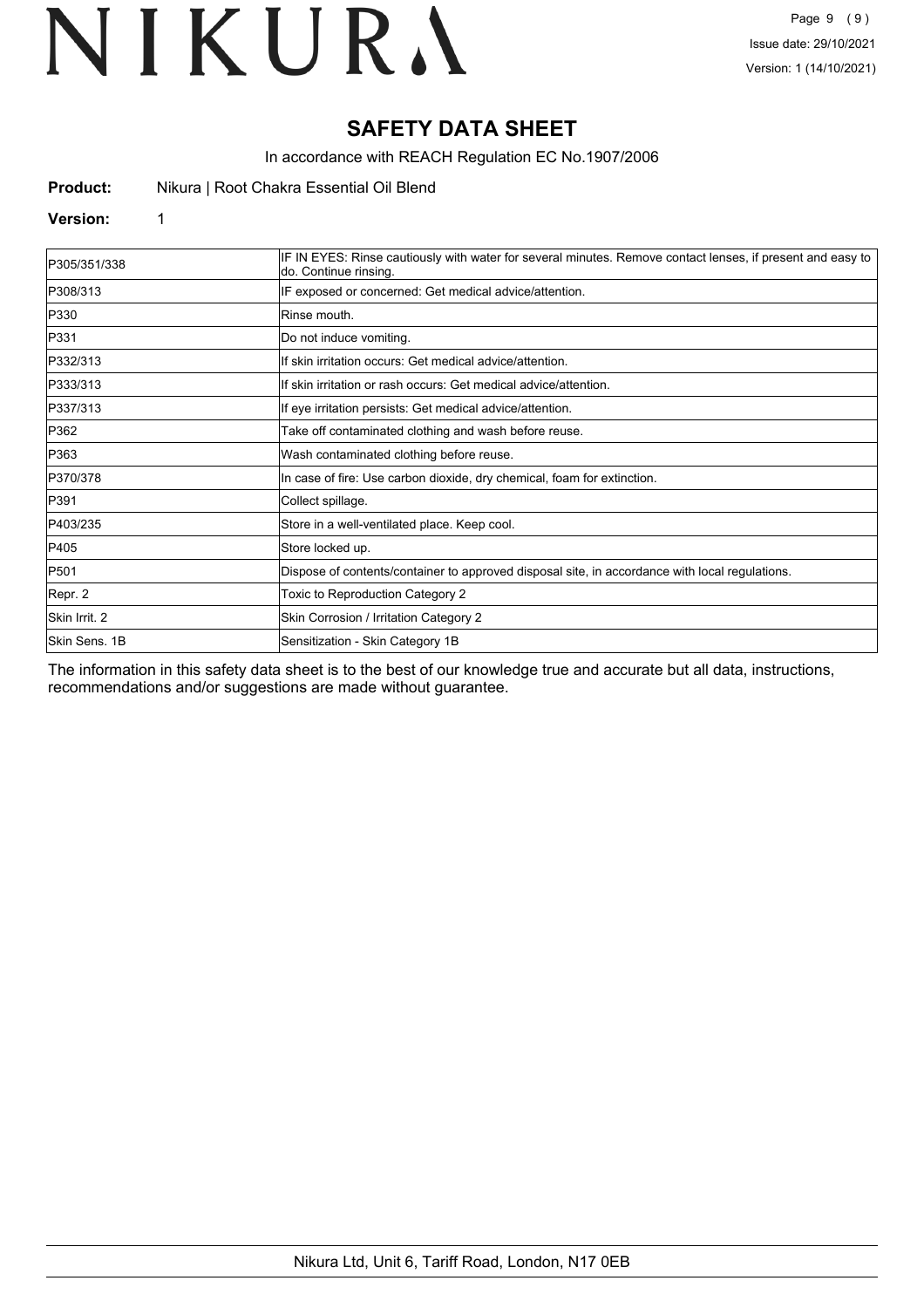# SAFETY DATA SHEET

In accordance with REACH Regulation EC No.1907/2006

**Product:** Nikura | Root Chakra Essential Oil Blend

**Version:** 1

| | |
|---|---|
| P305/351/338 | IF IN EYES: Rinse cautiously with water for several minutes. Remove contact lenses, if present and easy to do. Continue rinsing. |
| P308/313 | IF exposed or concerned: Get medical advice/attention. |
| P330 | Rinse mouth. |
| P331 | Do not induce vomiting. |
| P332/313 | If skin irritation occurs: Get medical advice/attention. |
| P333/313 | If skin irritation or rash occurs: Get medical advice/attention. |
| P337/313 | If eye irritation persists: Get medical advice/attention. |
| P362 | Take off contaminated clothing and wash before reuse. |
| P363 | Wash contaminated clothing before reuse. |
| P370/378 | In case of fire: Use carbon dioxide, dry chemical, foam for extinction. |
| P391 | Collect spillage. |
| P403/235 | Store in a well-ventilated place. Keep cool. |
| P405 | Store locked up. |
| P501 | Dispose of contents/container to approved disposal site, in accordance with local regulations. |
| Repr. 2 | Toxic to Reproduction Category 2 |
| Skin Irrit. 2 | Skin Corrosion / Irritation Category 2 |
| Skin Sens. 1B | Sensitization - Skin Category 1B |

The information in this safety data sheet is to the best of our knowledge true and accurate but all data, instructions, recommendations and/or suggestions are made without guarantee.